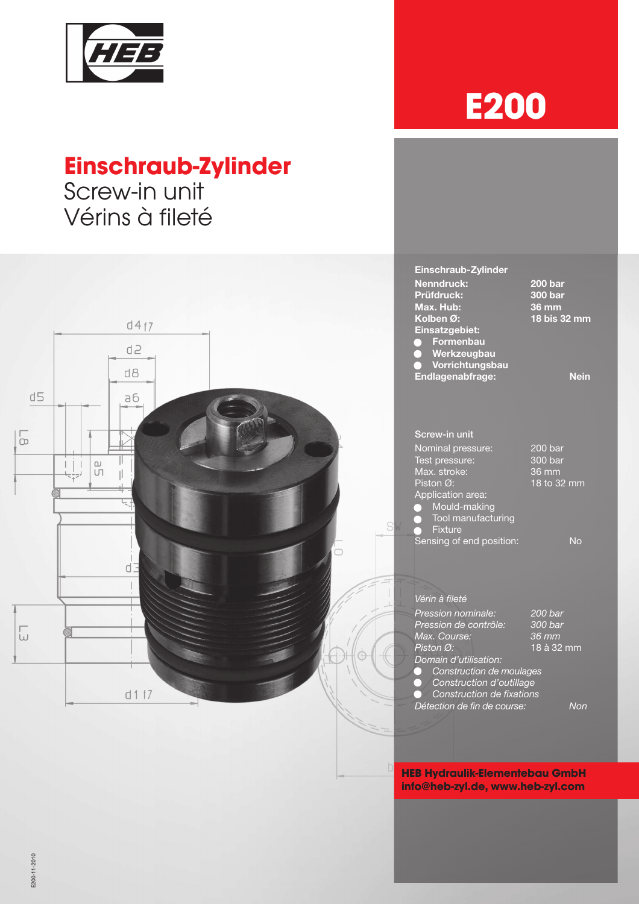# E200

## Einschraub-Zylinder
Screw-in unit
Vérins à fileté

**Einschraub-Zylinder**

| | |
|---|---|
| **Nenndruck:** | **200 bar** |
| **Prüfdruck:** | **300 bar** |
| **Max. Hub:** | **36 mm** |
| **Kolben Ø:** | **18 bis 32 mm** |

**Einsatzgebiet:**
- **Formenbau**
- **Werkzeugbau**
- **Vorrichtungsbau**

**Endlagenabfrage:** **Nein**

Screw-in unit

| | |
|---|---|
| Nominal pressure: | 200 bar |
| Test pressure: | 300 bar |
| Max. stroke: | 36 mm |
| Piston Ø: | 18 to 32 mm |

Application area:
- Mould-making
- Tool manufacturing
- Fixture

Sensing of end position: No

*Vérin à fileté*

| | |
|---|---|
| *Pression nominale:* | *200 bar* |
| *Pression de contrôle:* | *300 bar* |
| *Max. Course:* | *36 mm* |
| *Piston Ø:* | 18 à 32 mm |

*Domain d'utilisation:*
- *Construction de moulages*
- *Construction d'outillage*
- *Construction de fixations*

*Détection de fin de course:* *Non*

**HEB Hydraulik-Elementebau GmbH**
**info@heb-zyl.de, www.heb-zyl.com**

E200-11-2010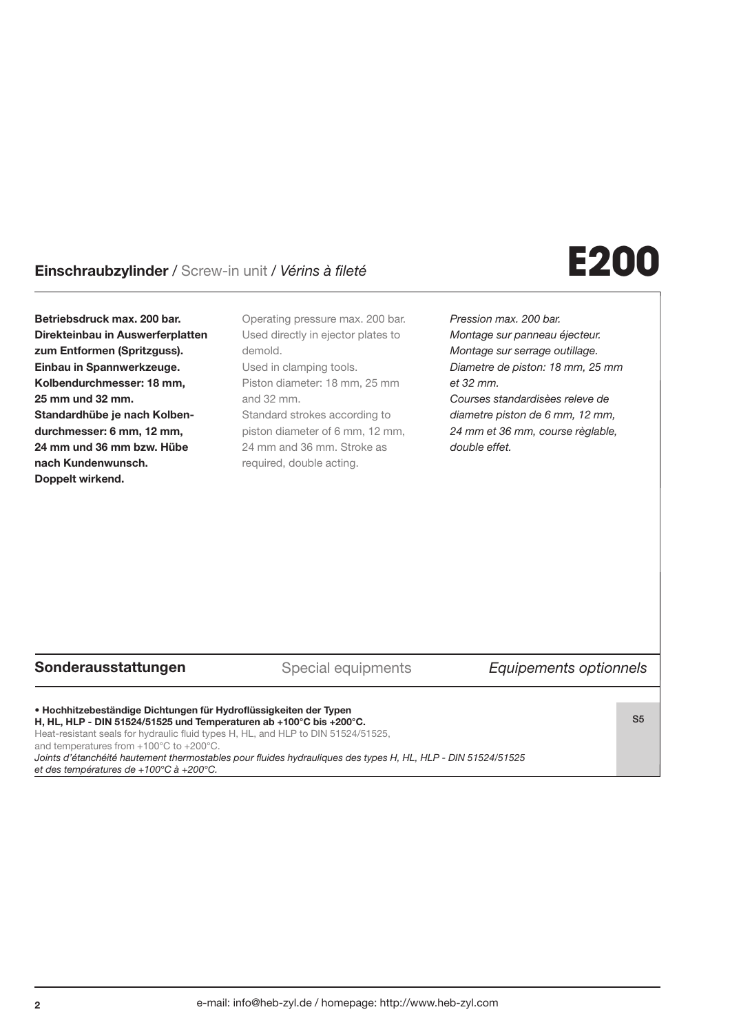# E200

## **Einschraubzylinder** / Screw-in unit / *Vérins à fileté*

**Betriebsdruck max. 200 bar. Direkteinbau in Auswerferplatten zum Entformen (Spritzguss). Einbau in Spannwerkzeuge. Kolbendurchmesser: 18 mm, 25 mm und 32 mm. Standardhübe je nach Kolbendurchmesser: 6 mm, 12 mm, 24 mm und 36 mm bzw. Hübe nach Kundenwunsch. Doppelt wirkend.**

Operating pressure max. 200 bar. Used directly in ejector plates to demold. Used in clamping tools. Piston diameter: 18 mm, 25 mm and 32 mm. Standard strokes according to piston diameter of 6 mm, 12 mm, 24 mm and 36 mm. Stroke as required, double acting.

*Pression max. 200 bar. Montage sur panneau éjecteur. Montage sur serrage outillage. Diametre de piston: 18 mm, 25 mm et 32 mm. Courses standardisèes releve de diametre piston de 6 mm, 12 mm, 24 mm et 36 mm, course règlable, double effet.*

## **Sonderausstattungen** / Special equipments / *Equipements optionnels*

| | |
|---|---|
| **• Hochhitzebeständige Dichtungen für Hydroflüssigkeiten der Typen H, HL, HLP - DIN 51524/51525 und Temperaturen ab +100°C bis +200°C.**<br>Heat-resistant seals for hydraulic fluid types H, HL, and HLP to DIN 51524/51525, and temperatures from +100°C to +200°C.<br>*Joints d'étanchéité hautement thermostables pour fluides hydrauliques des types H, HL, HLP - DIN 51524/51525 et des températures de +100°C à +200°C.* | S5 |

e-mail: info@heb-zyl.de / homepage: http://www.heb-zyl.com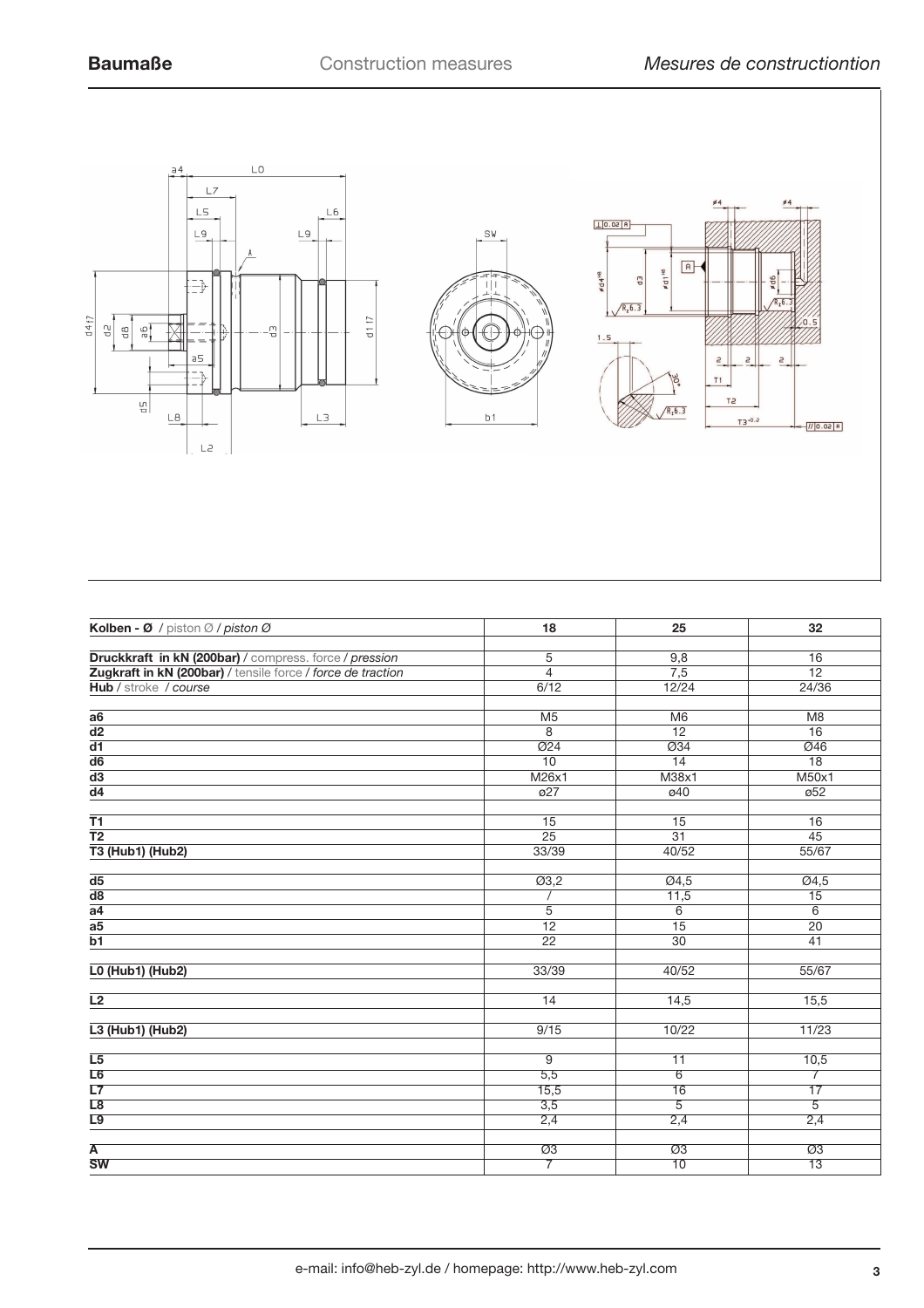# Baumaße — Construction measures — *Mesures de constructiontion*

| **Kolben - Ø** / piston Ø / *piston Ø* | **18** | **25** | **32** |
|---|---|---|---|
| | | | |
| **Druckkraft in kN (200bar)** / compress. force / *pression* | 5 | 9,8 | 16 |
| **Zugkraft in kN (200bar)** / tensile force / *force de traction* | 4 | 7,5 | 12 |
| **Hub** / stroke / *course* | 6/12 | 12/24 | 24/36 |
| | | | |
| **a6** | M5 | M6 | M8 |
| **d2** | 8 | 12 | 16 |
| **d1** | Ø24 | Ø34 | Ø46 |
| **d6** | 10 | 14 | 18 |
| **d3** | M26x1 | M38x1 | M50x1 |
| **d4** | ø27 | ø40 | ø52 |
| | | | |
| **T1** | 15 | 15 | 16 |
| **T2** | 25 | 31 | 45 |
| **T3 (Hub1) (Hub2)** | 33/39 | 40/52 | 55/67 |
| | | | |
| **d5** | Ø3,2 | Ø4,5 | Ø4,5 |
| **d8** | / | 11,5 | 15 |
| **a4** | 5 | 6 | 6 |
| **a5** | 12 | 15 | 20 |
| **b1** | 22 | 30 | 41 |
| | | | |
| **L0 (Hub1) (Hub2)** | 33/39 | 40/52 | 55/67 |
| | | | |
| **L2** | 14 | 14,5 | 15,5 |
| | | | |
| **L3 (Hub1) (Hub2)** | 9/15 | 10/22 | 11/23 |
| | | | |
| **L5** | 9 | 11 | 10,5 |
| **L6** | 5,5 | 6 | 7 |
| **L7** | 15,5 | 16 | 17 |
| **L8** | 3,5 | 5 | 5 |
| **L9** | 2,4 | 2,4 | 2,4 |
| | | | |
| **A** | Ø3 | Ø3 | Ø3 |
| **SW** | 7 | 10 | 13 |

e-mail: info@heb-zyl.de / homepage: http://www.heb-zyl.com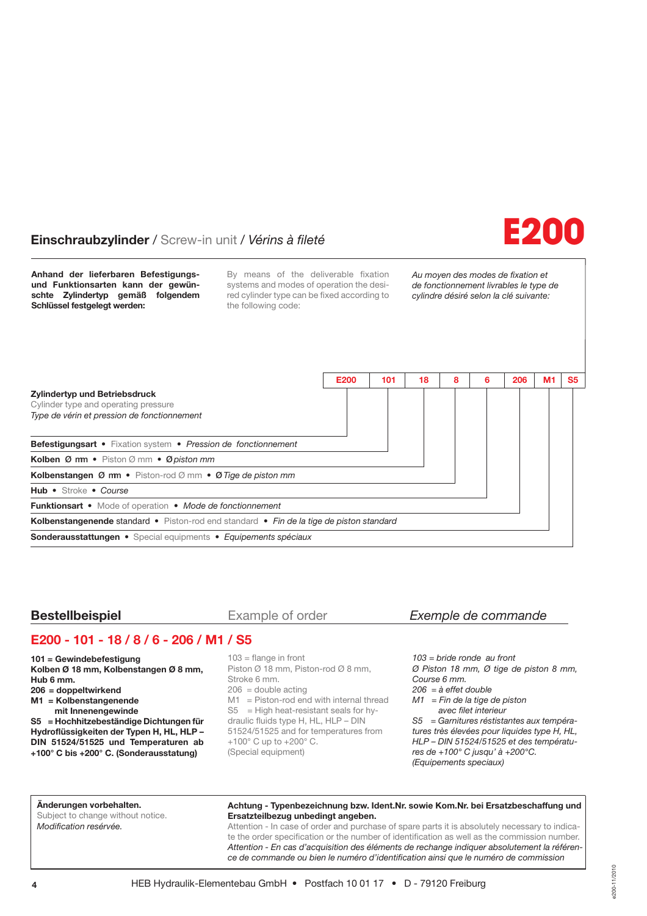# E200

## Einschraubzylinder / Screw-in unit / *Vérins à fileté*

**Anhand der lieferbaren Befestigungs- und Funktionsarten kann der gewünschte Zylindertyp gemäß folgendem Schlüssel festgelegt werden:**

By means of the deliverable fixation systems and modes of operation the desired cylinder type can be fixed according to the following code:

*Au moyen des modes de fixation et de fonctionnement livrables le type de cylindre désiré selon la clé suivante:*

| E200 | 101 | 18 | 8 | 6 | 206 | M1 | S5 |
|---|---|---|---|---|---|---|---|

- **E200** – **Zylindertyp und Betriebsdruck** • Cylinder type and operating pressure • *Type de vérin et pression de fonctionnement*
- **101** – **Befestigungsart** • Fixation system • *Pression de fonctionnement*
- **18** – **Kolben Ø mm** • Piston Ø mm • *Ø piston mm*
- **8** – **Kolbenstangen Ø mm** • Piston-rod Ø mm • *Ø Tige de piston mm*
- **6** – **Hub** • Stroke • *Course*
- **206** – **Funktionsart** • Mode of operation • *Mode de fonctionnement*
- **M1** – **Kolbenstangenende** standard • Piston-rod end standard • *Fin de la tige de piston standard*
- **S5** – **Sonderausstattungen** • Special equipments • *Equipements spéciaux*

## Bestellbeispiel / Example of order / *Exemple de commande*

### E200 - 101 - 18 / 8 / 6 - 206 / M1 / S5

**101 = Gewindebefestigung**
**Kolben Ø 18 mm, Kolbenstangen Ø 8 mm, Hub 6 mm.**
**206 = doppeltwirkend**
**M1 = Kolbenstangenende mit Innenengewinde**
**S5 = Hochhitzebeständige Dichtungen für Hydroflüssigkeiten der Typen H, HL, HLP – DIN 51524/51525 und Temperaturen ab +100° C bis +200° C. (Sonderausstattung)**

103 = flange in front
Piston Ø 18 mm, Piston-rod Ø 8 mm, Stroke 6 mm.
206 = double acting
M1 = Piston-rod end with internal thread
S5 = High heat-resistant seals for hydraulic fluids type H, HL, HLP – DIN 51524/51525 and for temperatures from +100° C up to +200° C.
(Special equipment)

*103 = bride ronde au front*
*Ø Piston 18 mm, Ø tige de piston 8 mm, Course 6 mm.*
*206 = à effet double*
*M1 = Fin de la tige de piston avec filet interieur*
*S5 = Garnitures réstistantes aux températures très élevées pour liquides type H, HL, HLP – DIN 51524/51525 et des températures de +100° C jusqu' à +200°C.*
*(Equipements speciaux)*

---

**Änderungen vorbehalten.**
Subject to change without notice.
*Modification reservée.*

**Achtung - Typenbezeichnung bzw. Ident.Nr. sowie Kom.Nr. bei Ersatzbeschaffung und Ersatzteilbezug unbedingt angeben.**
Attention - In case of order and purchase of spare parts it is absolutely necessary to indicate the order specification or the number of identification as well as the commission number.
*Attention - En cas d'acquisition des éléments de rechange indiquer absolutement la référence de commande ou bien le numéro d'identification ainsi que le numéro de commission*

HEB Hydraulik-Elementebau GmbH • Postfach 10 01 17 • D - 79120 Freiburg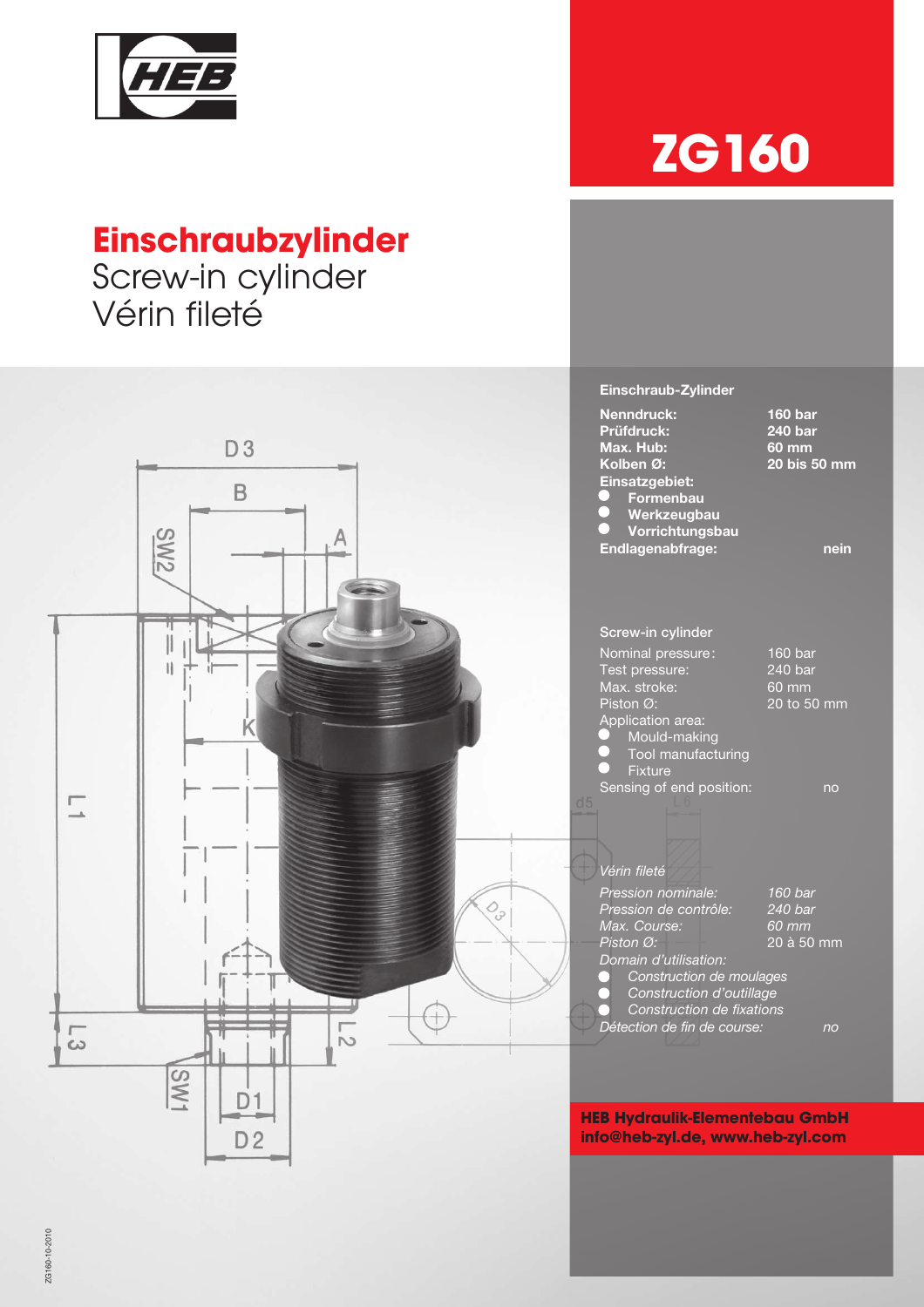# ZG160

## Einschraubzylinder
Screw-in cylinder
Vérin fileté

**Einschraub-Zylinder**

| | |
|---|---|
| **Nenndruck:** | **160 bar** |
| **Prüfdruck:** | **240 bar** |
| **Max. Hub:** | **60 mm** |
| **Kolben Ø:** | **20 bis 50 mm** |

**Einsatzgebiet:**

- **Formenbau**
- **Werkzeugbau**
- **Vorrichtungsbau**

**Endlagenabfrage:** **nein**

Screw-in cylinder

| | |
|---|---|
| Nominal pressure: | 160 bar |
| Test pressure: | 240 bar |
| Max. stroke: | 60 mm |
| Piston Ø: | 20 to 50 mm |

Application area:

- Mould-making
- Tool manufacturing
- Fixture

Sensing of end position: no

*Vérin fileté*

| | |
|---|---|
| *Pression nominale:* | *160 bar* |
| *Pression de contrôle:* | *240 bar* |
| *Max. Course:* | *60 mm* |
| *Piston Ø:* | 20 à 50 mm |

*Domain d'utilisation:*

- *Construction de moulages*
- *Construction d'outillage*
- *Construction de fixations*

*Détection de fin de course:* *no*

**HEB Hydraulik-Elementebau GmbH**
**info@heb-zyl.de, www.heb-zyl.com**

ZG160-10-2010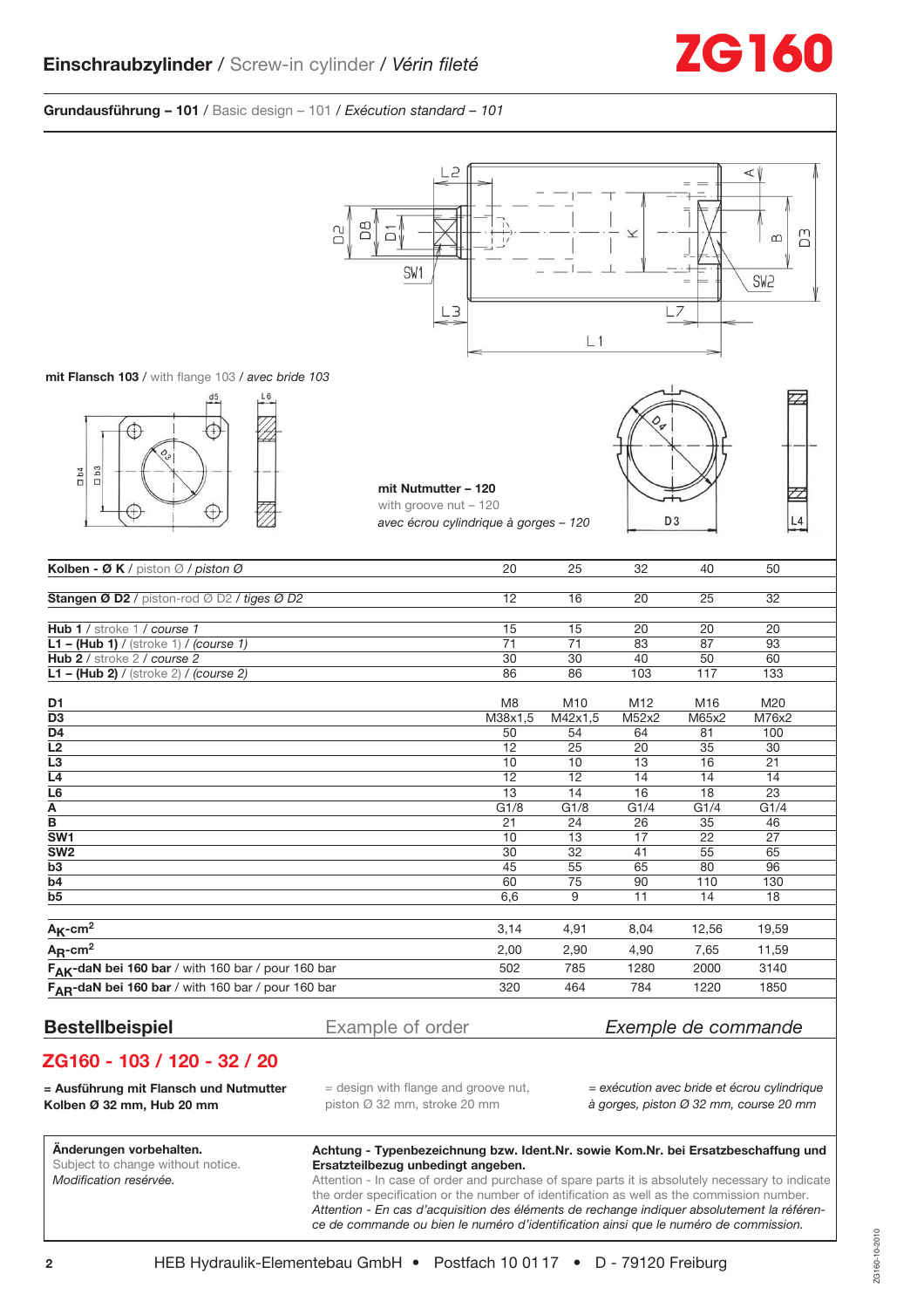# Einschraubzylinder / Screw-in cylinder / *Vérin fileté*

**ZG160**

**Grundausführung – 101** / Basic design – 101 / *Exécution standard – 101*

**mit Flansch 103** / with flange 103 / *avec bride 103*

**mit Nutmutter – 120**
with groove nut – 120
*avec écrou cylindrique à gorges – 120*

| | | | | | |
|---|---|---|---|---|---|
| **Kolben - Ø K** / piston Ø / *piston Ø* | 20 | 25 | 32 | 40 | 50 |
| **Stangen Ø D2** / piston-rod Ø D2 / *tiges Ø D2* | 12 | 16 | 20 | 25 | 32 |
| **Hub 1** / stroke 1 / *course 1* | 15 | 15 | 20 | 20 | 20 |
| **L1 – (Hub 1)** / (stroke 1) / *(course 1)* | 71 | 71 | 83 | 87 | 93 |
| **Hub 2** / stroke 2 / *course 2* | 30 | 30 | 40 | 50 | 60 |
| **L1 – (Hub 2)** / (stroke 2) / *(course 2)* | 86 | 86 | 103 | 117 | 133 |
| **D1** | M8 | M10 | M12 | M16 | M20 |
| **D3** | M38x1,5 | M42x1,5 | M52x2 | M65x2 | M76x2 |
| **D4** | 50 | 54 | 64 | 81 | 100 |
| **L2** | 12 | 25 | 20 | 35 | 30 |
| **L3** | 10 | 10 | 13 | 16 | 21 |
| **L4** | 12 | 12 | 14 | 14 | 14 |
| **L6** | 13 | 14 | 16 | 18 | 23 |
| **A** | G1/8 | G1/8 | G1/4 | G1/4 | G1/4 |
| **B** | 21 | 24 | 26 | 35 | 46 |
| **SW1** | 10 | 13 | 17 | 22 | 27 |
| **SW2** | 30 | 32 | 41 | 55 | 65 |
| **b3** | 45 | 55 | 65 | 80 | 96 |
| **b4** | 60 | 75 | 90 | 110 | 130 |
| **b5** | 6,6 | 9 | 11 | 14 | 18 |
| $A_K$-cm$^2$ | 3,14 | 4,91 | 8,04 | 12,56 | 19,59 |
| $A_R$-cm$^2$ | 2,00 | 2,90 | 4,90 | 7,65 | 11,59 |
| **$F_{AK}$-daN bei 160 bar** / with 160 bar / *pour 160 bar* | 502 | 785 | 1280 | 2000 | 3140 |
| **$F_{AR}$-daN bei 160 bar** / with 160 bar / *pour 160 bar* | 320 | 464 | 784 | 1220 | 1850 |

## Bestellbeispiel / Example of order / *Exemple de commande*

**ZG160 - 103 / 120 - 32 / 20**

**= Ausführung mit Flansch und Nutmutter Kolben Ø 32 mm, Hub 20 mm**

= design with flange and groove nut, piston Ø 32 mm, stroke 20 mm

*= exécution avec bride et écrou cylindrique à gorges, piston Ø 32 mm, course 20 mm*

**Änderungen vorbehalten.**
Subject to change without notice.
*Modification reservée.*

**Achtung - Typenbezeichnung bzw. Ident.Nr. sowie Kom.Nr. bei Ersatzbeschaffung und Ersatzteilbezug unbedingt angeben.**
Attention - In case of order and purchase of spare parts it is absolutely necessary to indicate the order specification or the number of identification as well as the commission number.
*Attention - En cas d'acquisition des éléments de rechange indiquer absolutement la référence de commande ou bien le numéro d'identification ainsi que le numéro de commission.*

HEB Hydraulik-Elementebau GmbH • Postfach 10 01 17 • D - 79120 Freiburg